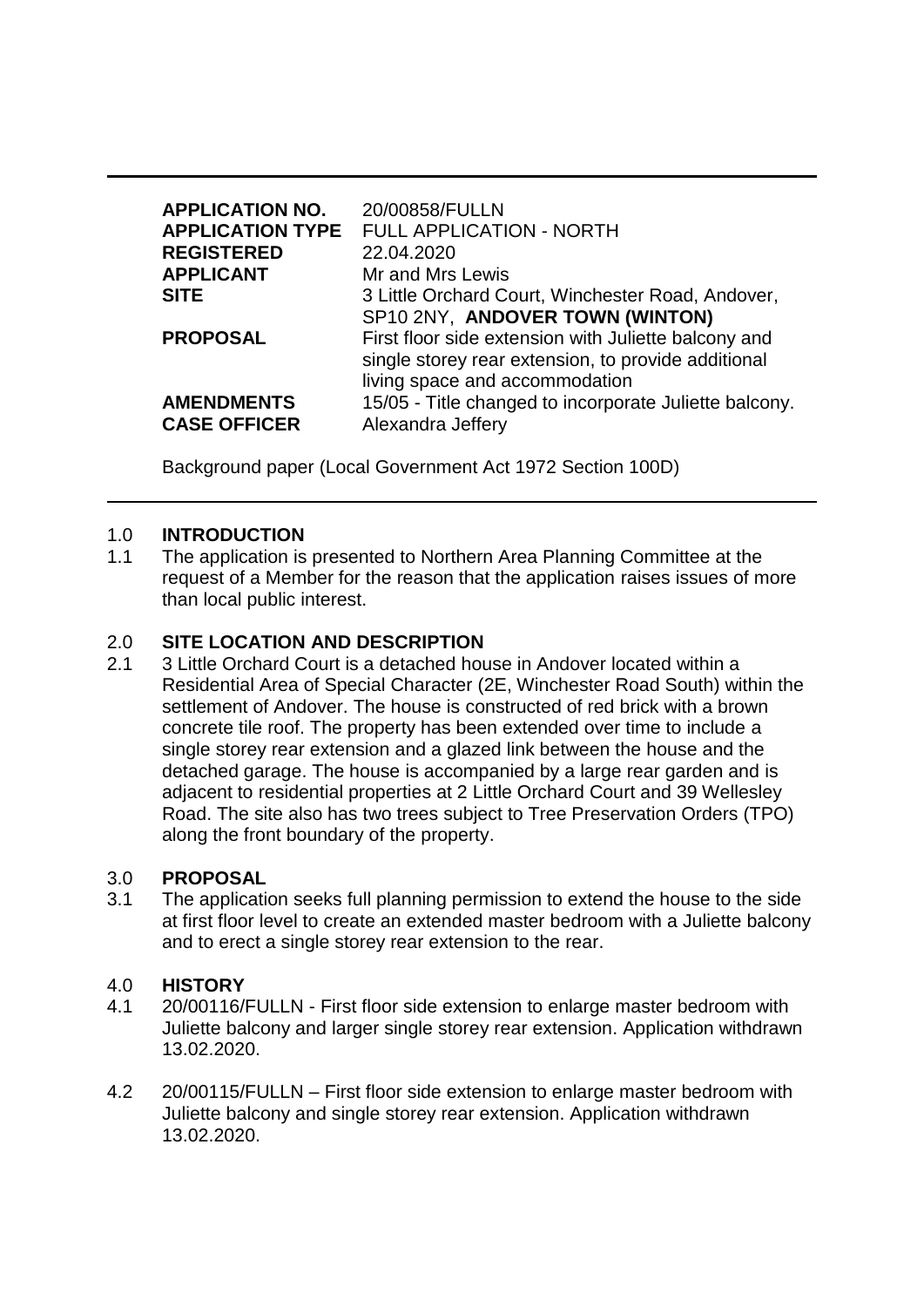| | |
|---|---|
| **APPLICATION NO.** | 20/00858/FULLN |
| **APPLICATION TYPE** | FULL APPLICATION - NORTH |
| **REGISTERED** | 22.04.2020 |
| **APPLICANT** | Mr and Mrs Lewis |
| **SITE** | 3 Little Orchard Court, Winchester Road, Andover, SP10 2NY, **ANDOVER TOWN (WINTON)** |
| **PROPOSAL** | First floor side extension with Juliette balcony and single storey rear extension, to provide additional living space and accommodation |
| **AMENDMENTS** | 15/05 - Title changed to incorporate Juliette balcony. |
| **CASE OFFICER** | Alexandra Jeffery |

Background paper (Local Government Act 1972 Section 100D)

## 1.0 INTRODUCTION

1.1 The application is presented to Northern Area Planning Committee at the request of a Member for the reason that the application raises issues of more than local public interest.

## 2.0 SITE LOCATION AND DESCRIPTION

2.1 3 Little Orchard Court is a detached house in Andover located within a Residential Area of Special Character (2E, Winchester Road South) within the settlement of Andover. The house is constructed of red brick with a brown concrete tile roof. The property has been extended over time to include a single storey rear extension and a glazed link between the house and the detached garage. The house is accompanied by a large rear garden and is adjacent to residential properties at 2 Little Orchard Court and 39 Wellesley Road. The site also has two trees subject to Tree Preservation Orders (TPO) along the front boundary of the property.

## 3.0 PROPOSAL

3.1 The application seeks full planning permission to extend the house to the side at first floor level to create an extended master bedroom with a Juliette balcony and to erect a single storey rear extension to the rear.

## 4.0 HISTORY

4.1 20/00116/FULLN - First floor side extension to enlarge master bedroom with Juliette balcony and larger single storey rear extension. Application withdrawn 13.02.2020.

4.2 20/00115/FULLN – First floor side extension to enlarge master bedroom with Juliette balcony and single storey rear extension. Application withdrawn 13.02.2020.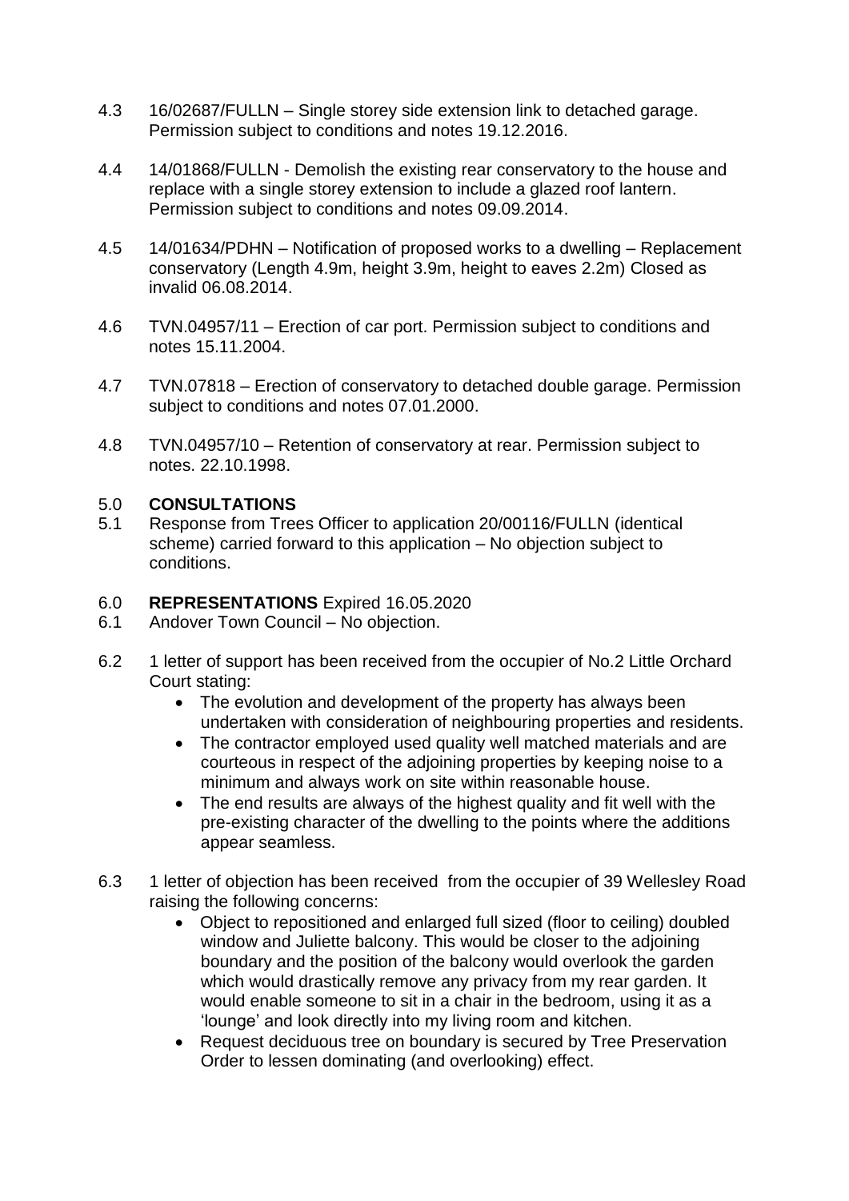4.3 16/02687/FULLN – Single storey side extension link to detached garage. Permission subject to conditions and notes 19.12.2016.

4.4 14/01868/FULLN - Demolish the existing rear conservatory to the house and replace with a single storey extension to include a glazed roof lantern. Permission subject to conditions and notes 09.09.2014.

4.5 14/01634/PDHN – Notification of proposed works to a dwelling – Replacement conservatory (Length 4.9m, height 3.9m, height to eaves 2.2m) Closed as invalid 06.08.2014.

4.6 TVN.04957/11 – Erection of car port. Permission subject to conditions and notes 15.11.2004.

4.7 TVN.07818 – Erection of conservatory to detached double garage. Permission subject to conditions and notes 07.01.2000.

4.8 TVN.04957/10 – Retention of conservatory at rear. Permission subject to notes. 22.10.1998.

## 5.0 CONSULTATIONS

5.1 Response from Trees Officer to application 20/00116/FULLN (identical scheme) carried forward to this application – No objection subject to conditions.

## 6.0 REPRESENTATIONS Expired 16.05.2020

6.1 Andover Town Council – No objection.

6.2 1 letter of support has been received from the occupier of No.2 Little Orchard Court stating:

- The evolution and development of the property has always been undertaken with consideration of neighbouring properties and residents.
- The contractor employed used quality well matched materials and are courteous in respect of the adjoining properties by keeping noise to a minimum and always work on site within reasonable house.
- The end results are always of the highest quality and fit well with the pre-existing character of the dwelling to the points where the additions appear seamless.

6.3 1 letter of objection has been received from the occupier of 39 Wellesley Road raising the following concerns:

- Object to repositioned and enlarged full sized (floor to ceiling) doubled window and Juliette balcony. This would be closer to the adjoining boundary and the position of the balcony would overlook the garden which would drastically remove any privacy from my rear garden. It would enable someone to sit in a chair in the bedroom, using it as a 'lounge' and look directly into my living room and kitchen.
- Request deciduous tree on boundary is secured by Tree Preservation Order to lessen dominating (and overlooking) effect.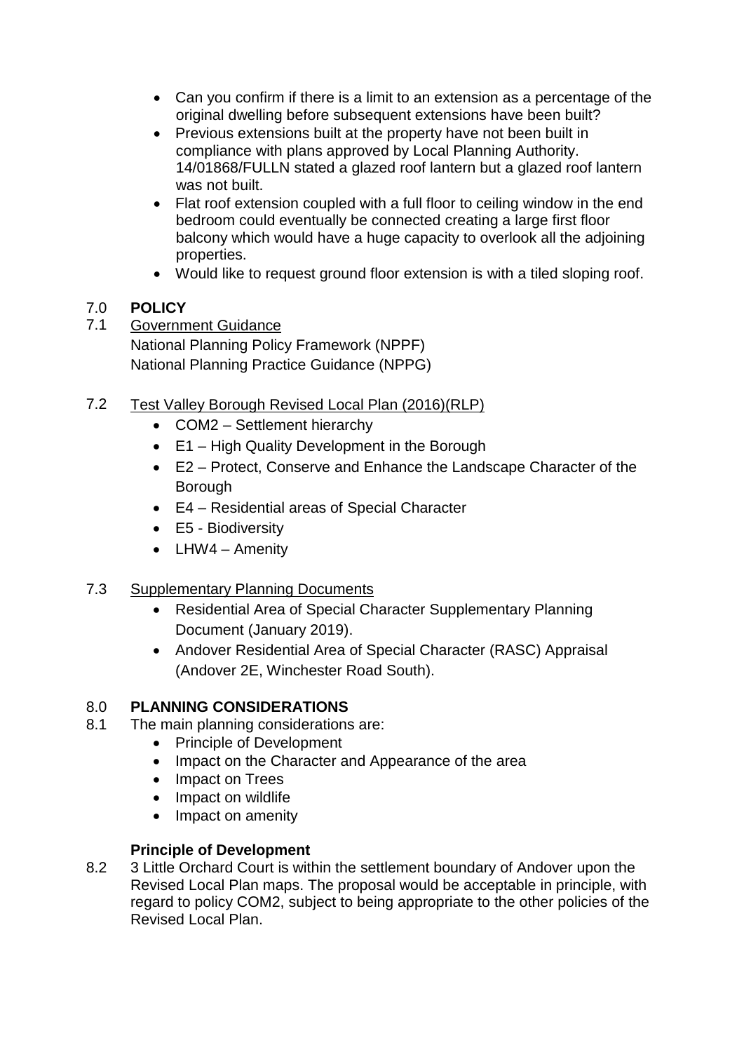- Can you confirm if there is a limit to an extension as a percentage of the original dwelling before subsequent extensions have been built?
- Previous extensions built at the property have not been built in compliance with plans approved by Local Planning Authority. 14/01868/FULLN stated a glazed roof lantern but a glazed roof lantern was not built.
- Flat roof extension coupled with a full floor to ceiling window in the end bedroom could eventually be connected creating a large first floor balcony which would have a huge capacity to overlook all the adjoining properties.
- Would like to request ground floor extension is with a tiled sloping roof.

## 7.0 POLICY

7.1 Government Guidance

National Planning Policy Framework (NPPF)
National Planning Practice Guidance (NPPG)

7.2 Test Valley Borough Revised Local Plan (2016)(RLP)

- COM2 – Settlement hierarchy
- E1 – High Quality Development in the Borough
- E2 – Protect, Conserve and Enhance the Landscape Character of the Borough
- E4 – Residential areas of Special Character
- E5 - Biodiversity
- LHW4 – Amenity

7.3 Supplementary Planning Documents

- Residential Area of Special Character Supplementary Planning Document (January 2019).
- Andover Residential Area of Special Character (RASC) Appraisal (Andover 2E, Winchester Road South).

## 8.0 PLANNING CONSIDERATIONS

8.1 The main planning considerations are:

- Principle of Development
- Impact on the Character and Appearance of the area
- Impact on Trees
- Impact on wildlife
- Impact on amenity

**Principle of Development**

8.2 3 Little Orchard Court is within the settlement boundary of Andover upon the Revised Local Plan maps. The proposal would be acceptable in principle, with regard to policy COM2, subject to being appropriate to the other policies of the Revised Local Plan.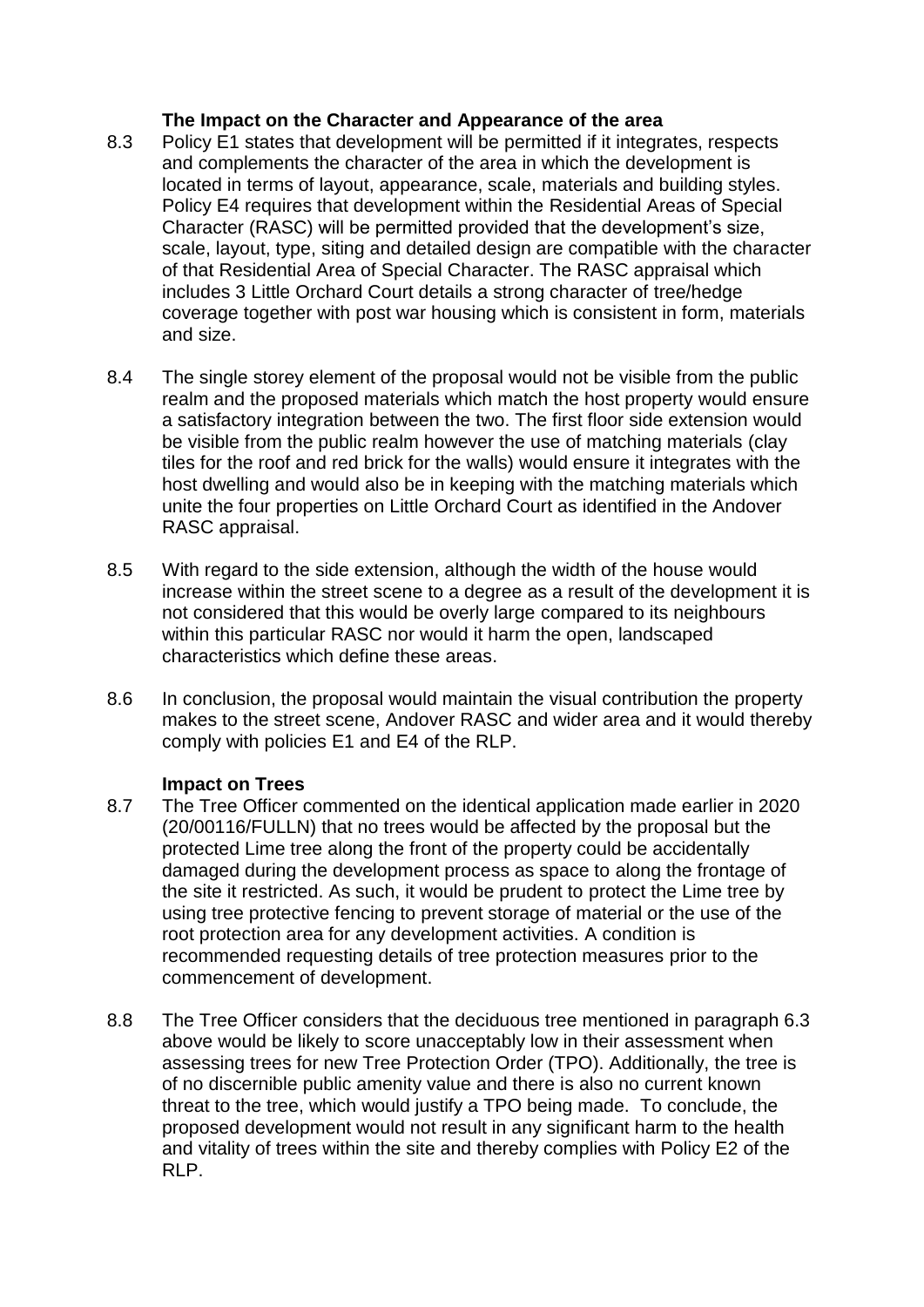### The Impact on the Character and Appearance of the area

8.3 Policy E1 states that development will be permitted if it integrates, respects and complements the character of the area in which the development is located in terms of layout, appearance, scale, materials and building styles. Policy E4 requires that development within the Residential Areas of Special Character (RASC) will be permitted provided that the development's size, scale, layout, type, siting and detailed design are compatible with the character of that Residential Area of Special Character. The RASC appraisal which includes 3 Little Orchard Court details a strong character of tree/hedge coverage together with post war housing which is consistent in form, materials and size.

8.4 The single storey element of the proposal would not be visible from the public realm and the proposed materials which match the host property would ensure a satisfactory integration between the two. The first floor side extension would be visible from the public realm however the use of matching materials (clay tiles for the roof and red brick for the walls) would ensure it integrates with the host dwelling and would also be in keeping with the matching materials which unite the four properties on Little Orchard Court as identified in the Andover RASC appraisal.

8.5 With regard to the side extension, although the width of the house would increase within the street scene to a degree as a result of the development it is not considered that this would be overly large compared to its neighbours within this particular RASC nor would it harm the open, landscaped characteristics which define these areas.

8.6 In conclusion, the proposal would maintain the visual contribution the property makes to the street scene, Andover RASC and wider area and it would thereby comply with policies E1 and E4 of the RLP.

### Impact on Trees

8.7 The Tree Officer commented on the identical application made earlier in 2020 (20/00116/FULLN) that no trees would be affected by the proposal but the protected Lime tree along the front of the property could be accidentally damaged during the development process as space to along the frontage of the site it restricted. As such, it would be prudent to protect the Lime tree by using tree protective fencing to prevent storage of material or the use of the root protection area for any development activities. A condition is recommended requesting details of tree protection measures prior to the commencement of development.

8.8 The Tree Officer considers that the deciduous tree mentioned in paragraph 6.3 above would be likely to score unacceptably low in their assessment when assessing trees for new Tree Protection Order (TPO). Additionally, the tree is of no discernible public amenity value and there is also no current known threat to the tree, which would justify a TPO being made. To conclude, the proposed development would not result in any significant harm to the health and vitality of trees within the site and thereby complies with Policy E2 of the RLP.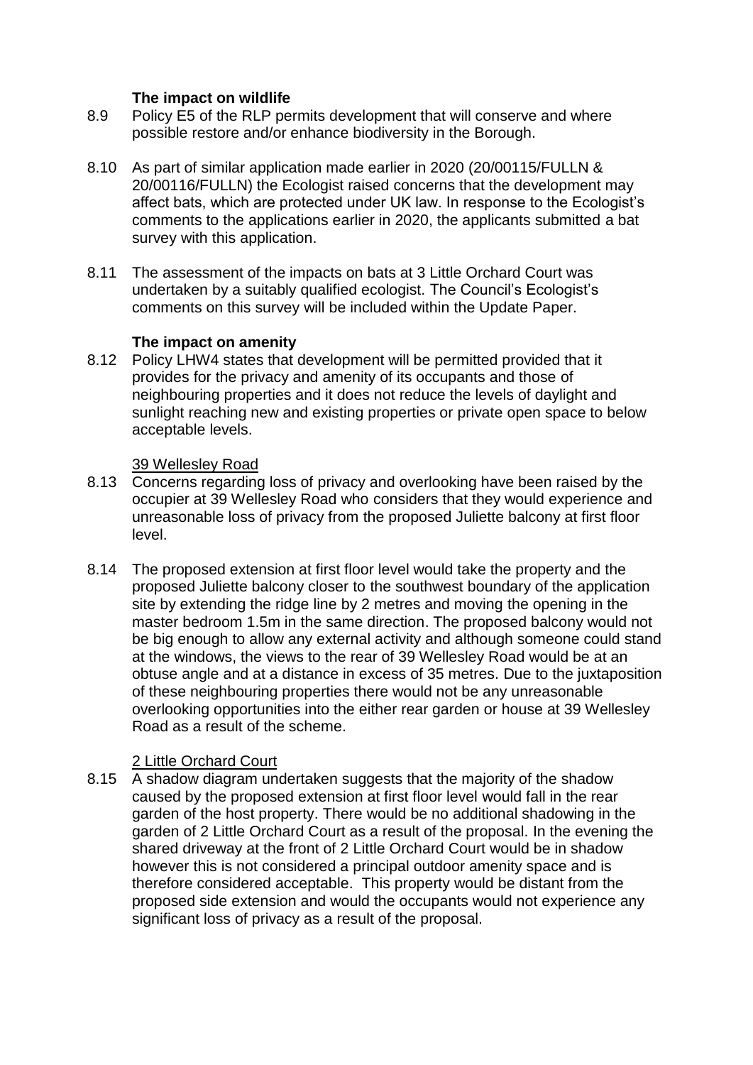### The impact on wildlife

8.9 Policy E5 of the RLP permits development that will conserve and where possible restore and/or enhance biodiversity in the Borough.

8.10 As part of similar application made earlier in 2020 (20/00115/FULLN & 20/00116/FULLN) the Ecologist raised concerns that the development may affect bats, which are protected under UK law. In response to the Ecologist's comments to the applications earlier in 2020, the applicants submitted a bat survey with this application.

8.11 The assessment of the impacts on bats at 3 Little Orchard Court was undertaken by a suitably qualified ecologist. The Council's Ecologist's comments on this survey will be included within the Update Paper.

### The impact on amenity

8.12 Policy LHW4 states that development will be permitted provided that it provides for the privacy and amenity of its occupants and those of neighbouring properties and it does not reduce the levels of daylight and sunlight reaching new and existing properties or private open space to below acceptable levels.

<u>39 Wellesley Road</u>

8.13 Concerns regarding loss of privacy and overlooking have been raised by the occupier at 39 Wellesley Road who considers that they would experience and unreasonable loss of privacy from the proposed Juliette balcony at first floor level.

8.14 The proposed extension at first floor level would take the property and the proposed Juliette balcony closer to the southwest boundary of the application site by extending the ridge line by 2 metres and moving the opening in the master bedroom 1.5m in the same direction. The proposed balcony would not be big enough to allow any external activity and although someone could stand at the windows, the views to the rear of 39 Wellesley Road would be at an obtuse angle and at a distance in excess of 35 metres. Due to the juxtaposition of these neighbouring properties there would not be any unreasonable overlooking opportunities into the either rear garden or house at 39 Wellesley Road as a result of the scheme.

<u>2 Little Orchard Court</u>

8.15 A shadow diagram undertaken suggests that the majority of the shadow caused by the proposed extension at first floor level would fall in the rear garden of the host property. There would be no additional shadowing in the garden of 2 Little Orchard Court as a result of the proposal. In the evening the shared driveway at the front of 2 Little Orchard Court would be in shadow however this is not considered a principal outdoor amenity space and is therefore considered acceptable. This property would be distant from the proposed side extension and would the occupants would not experience any significant loss of privacy as a result of the proposal.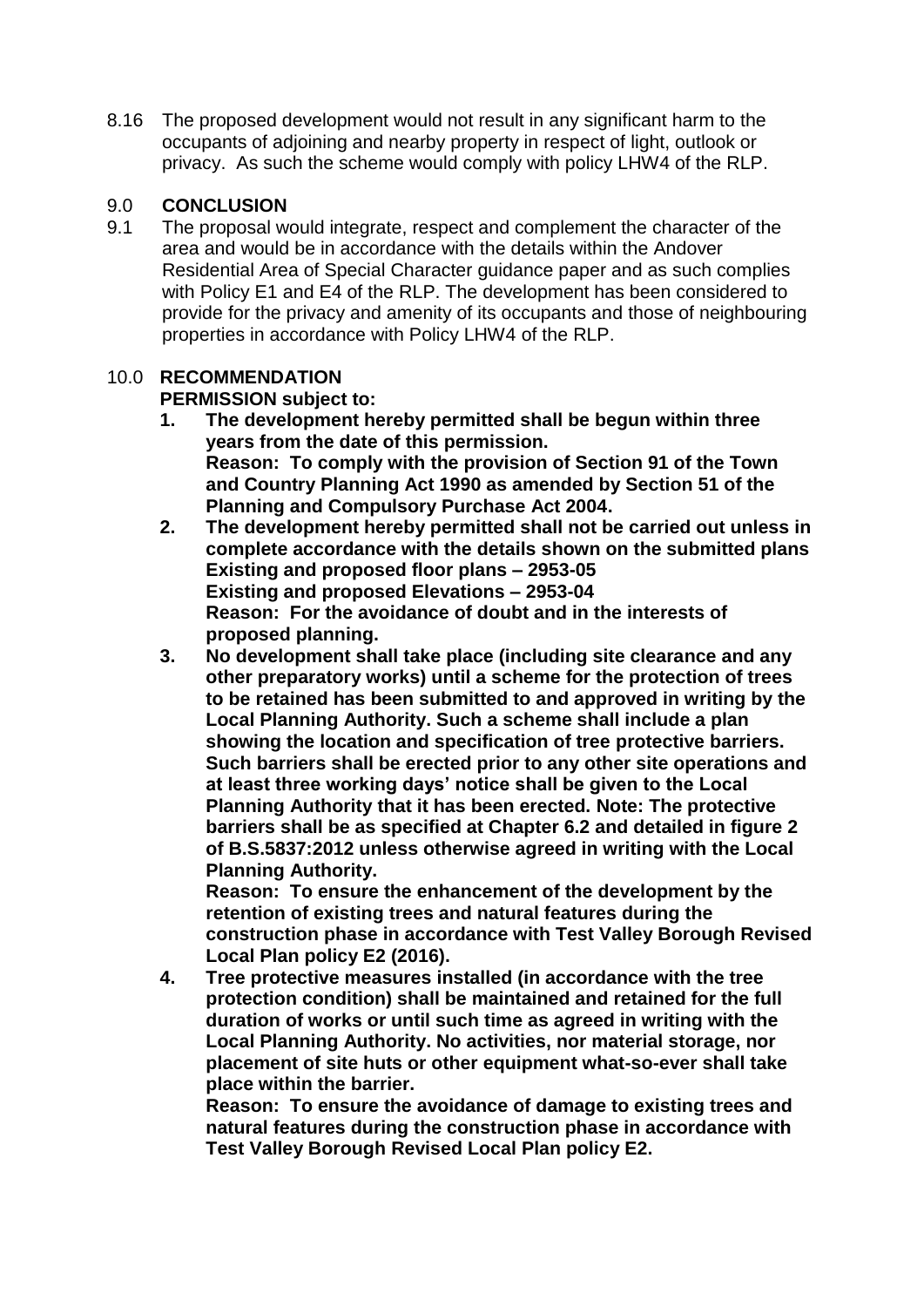8.16 The proposed development would not result in any significant harm to the occupants of adjoining and nearby property in respect of light, outlook or privacy. As such the scheme would comply with policy LHW4 of the RLP.

## 9.0 CONCLUSION

9.1 The proposal would integrate, respect and complement the character of the area and would be in accordance with the details within the Andover Residential Area of Special Character guidance paper and as such complies with Policy E1 and E4 of the RLP. The development has been considered to provide for the privacy and amenity of its occupants and those of neighbouring properties in accordance with Policy LHW4 of the RLP.

## 10.0 RECOMMENDATION

**PERMISSION subject to:**

1. **The development hereby permitted shall be begun within three years from the date of this permission.**
   **Reason: To comply with the provision of Section 91 of the Town and Country Planning Act 1990 as amended by Section 51 of the Planning and Compulsory Purchase Act 2004.**
2. **The development hereby permitted shall not be carried out unless in complete accordance with the details shown on the submitted plans**
   **Existing and proposed floor plans – 2953-05**
   **Existing and proposed Elevations – 2953-04**
   **Reason: For the avoidance of doubt and in the interests of proposed planning.**
3. **No development shall take place (including site clearance and any other preparatory works) until a scheme for the protection of trees to be retained has been submitted to and approved in writing by the Local Planning Authority. Such a scheme shall include a plan showing the location and specification of tree protective barriers. Such barriers shall be erected prior to any other site operations and at least three working days' notice shall be given to the Local Planning Authority that it has been erected. Note: The protective barriers shall be as specified at Chapter 6.2 and detailed in figure 2 of B.S.5837:2012 unless otherwise agreed in writing with the Local Planning Authority.**
   **Reason: To ensure the enhancement of the development by the retention of existing trees and natural features during the construction phase in accordance with Test Valley Borough Revised Local Plan policy E2 (2016).**
4. **Tree protective measures installed (in accordance with the tree protection condition) shall be maintained and retained for the full duration of works or until such time as agreed in writing with the Local Planning Authority. No activities, nor material storage, nor placement of site huts or other equipment what-so-ever shall take place within the barrier.**
   **Reason: To ensure the avoidance of damage to existing trees and natural features during the construction phase in accordance with Test Valley Borough Revised Local Plan policy E2.**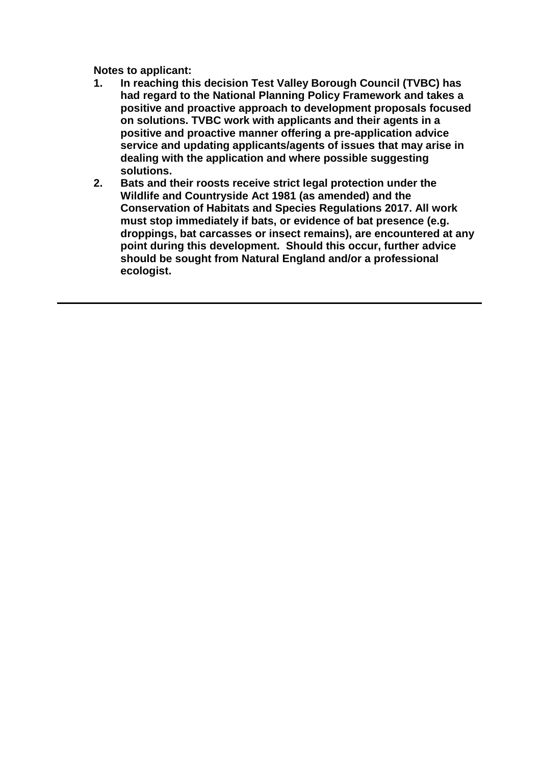**Notes to applicant:**

1. **In reaching this decision Test Valley Borough Council (TVBC) has had regard to the National Planning Policy Framework and takes a positive and proactive approach to development proposals focused on solutions. TVBC work with applicants and their agents in a positive and proactive manner offering a pre-application advice service and updating applicants/agents of issues that may arise in dealing with the application and where possible suggesting solutions.**
2. **Bats and their roosts receive strict legal protection under the Wildlife and Countryside Act 1981 (as amended) and the Conservation of Habitats and Species Regulations 2017. All work must stop immediately if bats, or evidence of bat presence (e.g. droppings, bat carcasses or insect remains), are encountered at any point during this development. Should this occur, further advice should be sought from Natural England and/or a professional ecologist.**

---